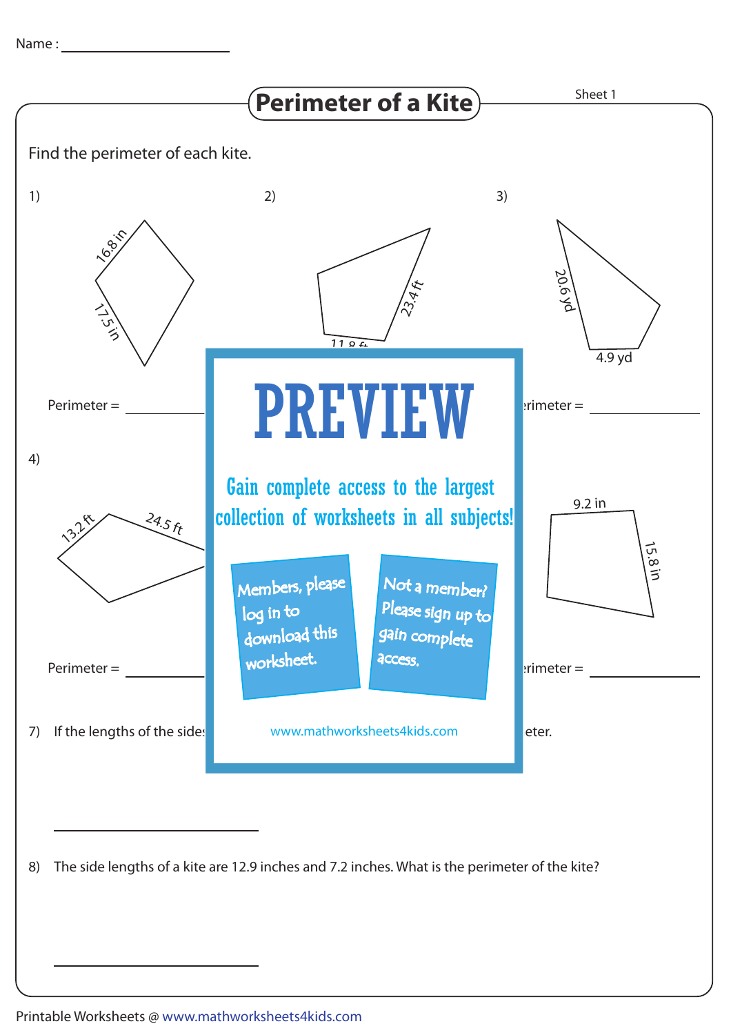Name : ____________________

# Perimeter of a Kite

Sheet 1

Find the perimeter of each kite.

1) 16.8 in, 17.5 in

Perimeter = ____________

2) 23.4 ft, 11.8 ft

3) 20.6 yd, 4.9 yd

Perimeter = ____________

4) 13.2 ft, 24.5 ft

Perimeter = ____________

6) 9.2 in, 15.8 in

Perimeter = ____________

# PREVIEW

Gain complete access to the largest collection of worksheets in all subjects!

Members, please log in to download this worksheet.

Not a member? Please sign up to gain complete access.

www.mathworksheets4kids.com

7) If the lengths of the sides ... eter.

____________________

8) The side lengths of a kite are 12.9 inches and 7.2 inches. What is the perimeter of the kite?

____________________

Printable Worksheets @ www.mathworksheets4kids.com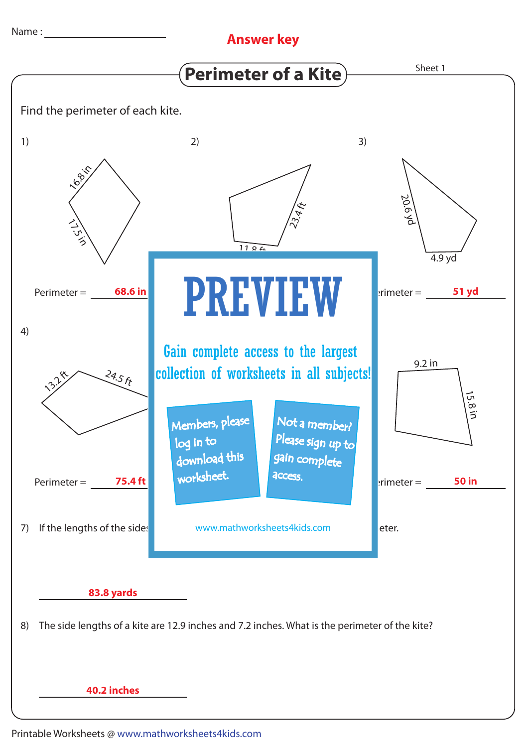Name :

**Answer key**

# Perimeter of a Kite

Sheet 1

Find the perimeter of each kite.

1)

16.8 in

17.5 in

Perimeter = **68.6 in**

2)

23.4 ft

11.8 ft

3)

20.6 yd

4.9 yd

Perimeter = **51 yd**

4)

13.2 ft

24.5 ft

Perimeter = **75.4 ft**

9.2 in

15.8 in

Perimeter = **50 in**

# PREVIEW

Gain complete access to the largest collection of worksheets in all subjects!

Members, please log in to download this worksheet.

Not a member? Please sign up to gain complete access.

www.mathworksheets4kids.com

7) If the lengths of the sides ... eter.

**83.8 yards**

8) The side lengths of a kite are 12.9 inches and 7.2 inches. What is the perimeter of the kite?

**40.2 inches**

Printable Worksheets @ www.mathworksheets4kids.com